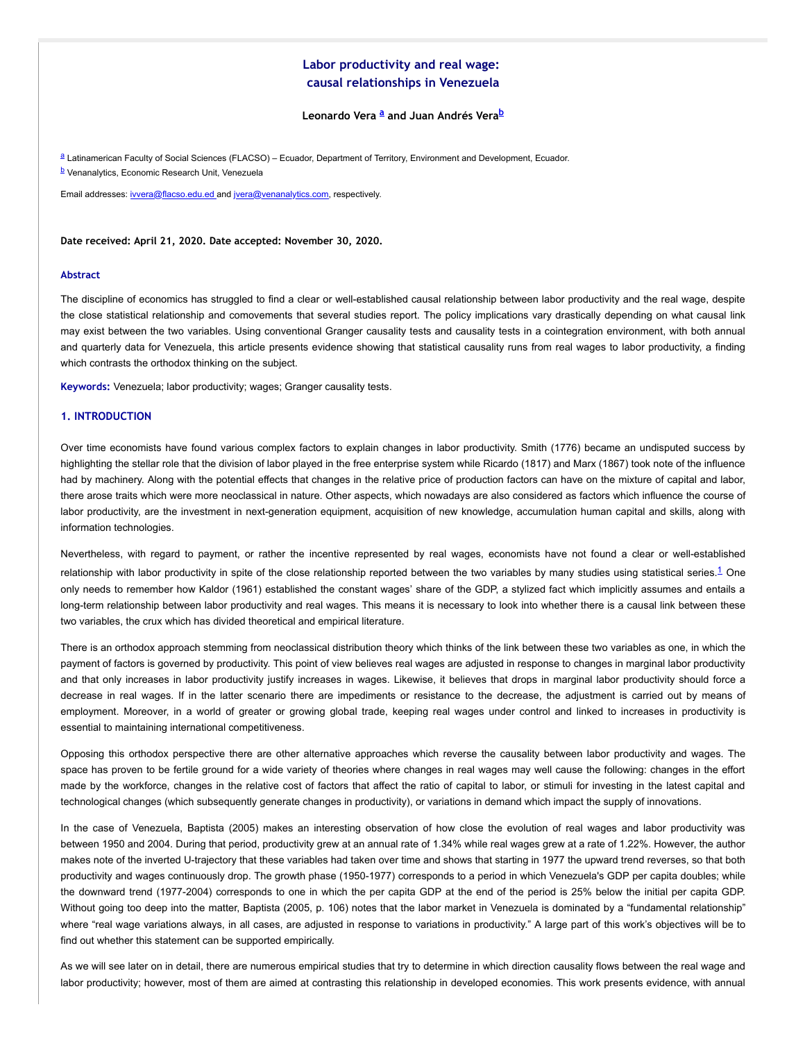# Labor productivity and real wage: causal relationships in Venezuela

**Leonardo Vera [a] and Juan Andrés Vera[b]**

[a] Latinamerican Faculty of Social Sciences (FLACSO) – Ecuador, Department of Territory, Environment and Development, Ecuador.

[b] Venanalytics, Economic Research Unit, Venezuela

Email addresses: ivvera@flacso.edu.ed and jvera@venanalytics.com, respectively.

**Date received: April 21, 2020. Date accepted: November 30, 2020.**

### Abstract

The discipline of economics has struggled to find a clear or well-established causal relationship between labor productivity and the real wage, despite the close statistical relationship and comovements that several studies report. The policy implications vary drastically depending on what causal link may exist between the two variables. Using conventional Granger causality tests and causality tests in a cointegration environment, with both annual and quarterly data for Venezuela, this article presents evidence showing that statistical causality runs from real wages to labor productivity, a finding which contrasts the orthodox thinking on the subject.

**Keywords:** Venezuela; labor productivity; wages; Granger causality tests.

## 1. INTRODUCTION

Over time economists have found various complex factors to explain changes in labor productivity. Smith (1776) became an undisputed success by highlighting the stellar role that the division of labor played in the free enterprise system while Ricardo (1817) and Marx (1867) took note of the influence had by machinery. Along with the potential effects that changes in the relative price of production factors can have on the mixture of capital and labor, there arose traits which were more neoclassical in nature. Other aspects, which nowadays are also considered as factors which influence the course of labor productivity, are the investment in next-generation equipment, acquisition of new knowledge, accumulation human capital and skills, along with information technologies.

Nevertheless, with regard to payment, or rather the incentive represented by real wages, economists have not found a clear or well-established relationship with labor productivity in spite of the close relationship reported between the two variables by many studies using statistical series.[1] One only needs to remember how Kaldor (1961) established the constant wages' share of the GDP, a stylized fact which implicitly assumes and entails a long-term relationship between labor productivity and real wages. This means it is necessary to look into whether there is a causal link between these two variables, the crux which has divided theoretical and empirical literature.

There is an orthodox approach stemming from neoclassical distribution theory which thinks of the link between these two variables as one, in which the payment of factors is governed by productivity. This point of view believes real wages are adjusted in response to changes in marginal labor productivity and that only increases in labor productivity justify increases in wages. Likewise, it believes that drops in marginal labor productivity should force a decrease in real wages. If in the latter scenario there are impediments or resistance to the decrease, the adjustment is carried out by means of employment. Moreover, in a world of greater or growing global trade, keeping real wages under control and linked to increases in productivity is essential to maintaining international competitiveness.

Opposing this orthodox perspective there are other alternative approaches which reverse the causality between labor productivity and wages. The space has proven to be fertile ground for a wide variety of theories where changes in real wages may well cause the following: changes in the effort made by the workforce, changes in the relative cost of factors that affect the ratio of capital to labor, or stimuli for investing in the latest capital and technological changes (which subsequently generate changes in productivity), or variations in demand which impact the supply of innovations.

In the case of Venezuela, Baptista (2005) makes an interesting observation of how close the evolution of real wages and labor productivity was between 1950 and 2004. During that period, productivity grew at an annual rate of 1.34% while real wages grew at a rate of 1.22%. However, the author makes note of the inverted U-trajectory that these variables had taken over time and shows that starting in 1977 the upward trend reverses, so that both productivity and wages continuously drop. The growth phase (1950-1977) corresponds to a period in which Venezuela's GDP per capita doubles; while the downward trend (1977-2004) corresponds to one in which the per capita GDP at the end of the period is 25% below the initial per capita GDP. Without going too deep into the matter, Baptista (2005, p. 106) notes that the labor market in Venezuela is dominated by a "fundamental relationship" where "real wage variations always, in all cases, are adjusted in response to variations in productivity." A large part of this work's objectives will be to find out whether this statement can be supported empirically.

As we will see later on in detail, there are numerous empirical studies that try to determine in which direction causality flows between the real wage and labor productivity; however, most of them are aimed at contrasting this relationship in developed economies. This work presents evidence, with annual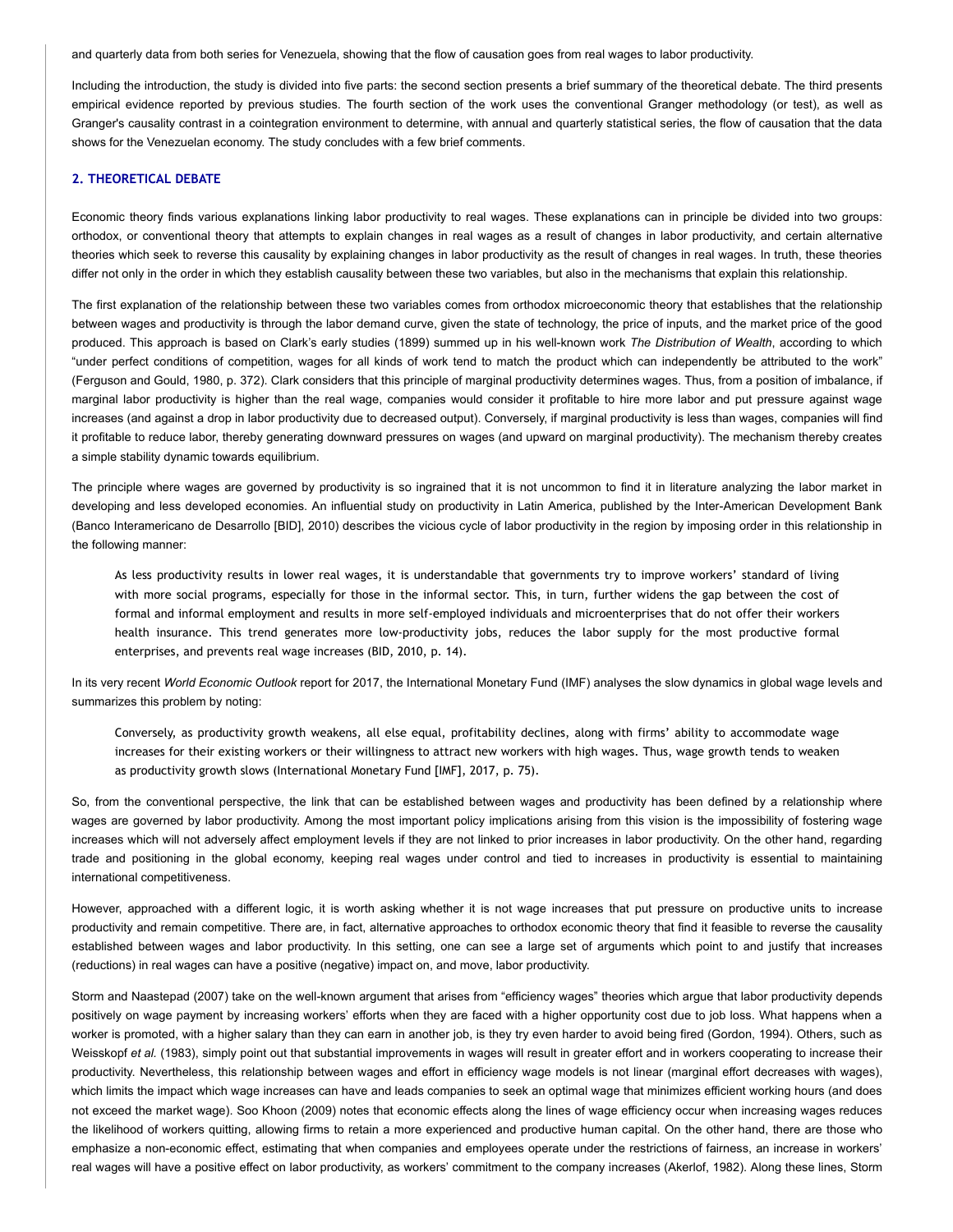and quarterly data from both series for Venezuela, showing that the flow of causation goes from real wages to labor productivity.

Including the introduction, the study is divided into five parts: the second section presents a brief summary of the theoretical debate. The third presents empirical evidence reported by previous studies. The fourth section of the work uses the conventional Granger methodology (or test), as well as Granger's causality contrast in a cointegration environment to determine, with annual and quarterly statistical series, the flow of causation that the data shows for the Venezuelan economy. The study concludes with a few brief comments.

## 2. THEORETICAL DEBATE

Economic theory finds various explanations linking labor productivity to real wages. These explanations can in principle be divided into two groups: orthodox, or conventional theory that attempts to explain changes in real wages as a result of changes in labor productivity, and certain alternative theories which seek to reverse this causality by explaining changes in labor productivity as the result of changes in real wages. In truth, these theories differ not only in the order in which they establish causality between these two variables, but also in the mechanisms that explain this relationship.

The first explanation of the relationship between these two variables comes from orthodox microeconomic theory that establishes that the relationship between wages and productivity is through the labor demand curve, given the state of technology, the price of inputs, and the market price of the good produced. This approach is based on Clark's early studies (1899) summed up in his well-known work *The Distribution of Wealth*, according to which "under perfect conditions of competition, wages for all kinds of work tend to match the product which can independently be attributed to the work" (Ferguson and Gould, 1980, p. 372). Clark considers that this principle of marginal productivity determines wages. Thus, from a position of imbalance, if marginal labor productivity is higher than the real wage, companies would consider it profitable to hire more labor and put pressure against wage increases (and against a drop in labor productivity due to decreased output). Conversely, if marginal productivity is less than wages, companies will find it profitable to reduce labor, thereby generating downward pressures on wages (and upward on marginal productivity). The mechanism thereby creates a simple stability dynamic towards equilibrium.

The principle where wages are governed by productivity is so ingrained that it is not uncommon to find it in literature analyzing the labor market in developing and less developed economies. An influential study on productivity in Latin America, published by the Inter-American Development Bank (Banco Interamericano de Desarrollo [BID], 2010) describes the vicious cycle of labor productivity in the region by imposing order in this relationship in the following manner:

> As less productivity results in lower real wages, it is understandable that governments try to improve workers' standard of living with more social programs, especially for those in the informal sector. This, in turn, further widens the gap between the cost of formal and informal employment and results in more self-employed individuals and microenterprises that do not offer their workers health insurance. This trend generates more low-productivity jobs, reduces the labor supply for the most productive formal enterprises, and prevents real wage increases (BID, 2010, p. 14).

In its very recent *World Economic Outlook* report for 2017, the International Monetary Fund (IMF) analyses the slow dynamics in global wage levels and summarizes this problem by noting:

> Conversely, as productivity growth weakens, all else equal, profitability declines, along with firms' ability to accommodate wage increases for their existing workers or their willingness to attract new workers with high wages. Thus, wage growth tends to weaken as productivity growth slows (International Monetary Fund [IMF], 2017, p. 75).

So, from the conventional perspective, the link that can be established between wages and productivity has been defined by a relationship where wages are governed by labor productivity. Among the most important policy implications arising from this vision is the impossibility of fostering wage increases which will not adversely affect employment levels if they are not linked to prior increases in labor productivity. On the other hand, regarding trade and positioning in the global economy, keeping real wages under control and tied to increases in productivity is essential to maintaining international competitiveness.

However, approached with a different logic, it is worth asking whether it is not wage increases that put pressure on productive units to increase productivity and remain competitive. There are, in fact, alternative approaches to orthodox economic theory that find it feasible to reverse the causality established between wages and labor productivity. In this setting, one can see a large set of arguments which point to and justify that increases (reductions) in real wages can have a positive (negative) impact on, and move, labor productivity.

Storm and Naastepad (2007) take on the well-known argument that arises from "efficiency wages" theories which argue that labor productivity depends positively on wage payment by increasing workers' efforts when they are faced with a higher opportunity cost due to job loss. What happens when a worker is promoted, with a higher salary than they can earn in another job, is they try even harder to avoid being fired (Gordon, 1994). Others, such as Weisskopf *et al.* (1983), simply point out that substantial improvements in wages will result in greater effort and in workers cooperating to increase their productivity. Nevertheless, this relationship between wages and effort in efficiency wage models is not linear (marginal effort decreases with wages), which limits the impact which wage increases can have and leads companies to seek an optimal wage that minimizes efficient working hours (and does not exceed the market wage). Soo Khoon (2009) notes that economic effects along the lines of wage efficiency occur when increasing wages reduces the likelihood of workers quitting, allowing firms to retain a more experienced and productive human capital. On the other hand, there are those who emphasize a non-economic effect, estimating that when companies and employees operate under the restrictions of fairness, an increase in workers' real wages will have a positive effect on labor productivity, as workers' commitment to the company increases (Akerlof, 1982). Along these lines, Storm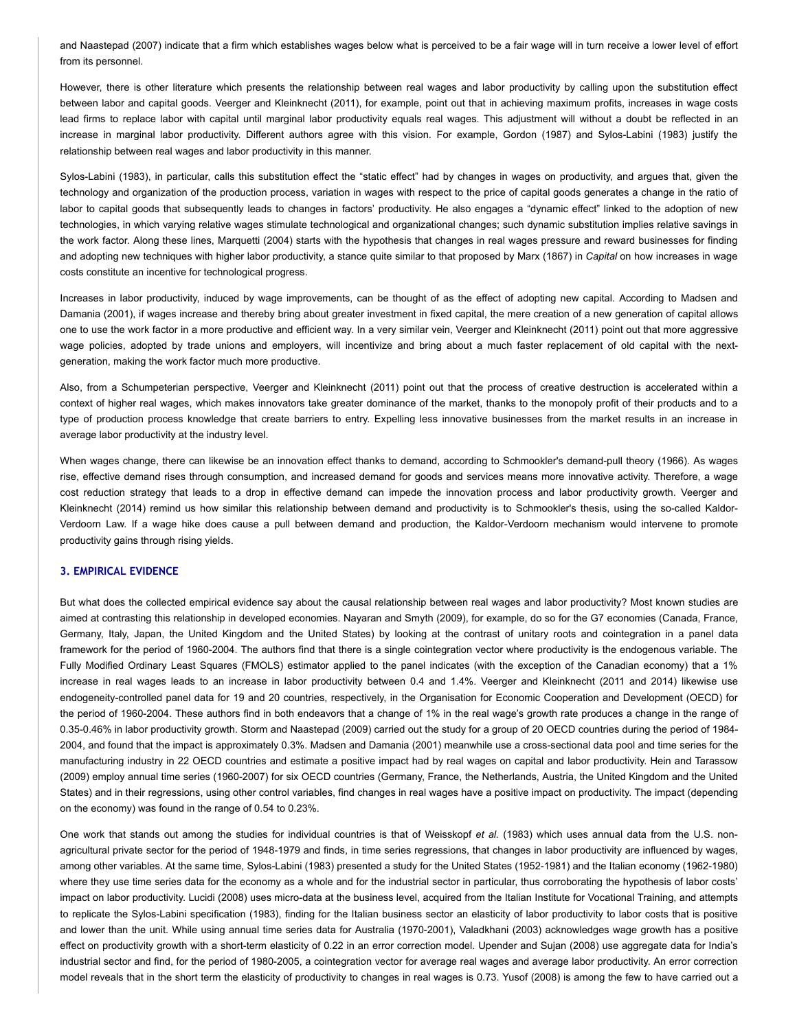and Naastepad (2007) indicate that a firm which establishes wages below what is perceived to be a fair wage will in turn receive a lower level of effort from its personnel.

However, there is other literature which presents the relationship between real wages and labor productivity by calling upon the substitution effect between labor and capital goods. Veerger and Kleinknecht (2011), for example, point out that in achieving maximum profits, increases in wage costs lead firms to replace labor with capital until marginal labor productivity equals real wages. This adjustment will without a doubt be reflected in an increase in marginal labor productivity. Different authors agree with this vision. For example, Gordon (1987) and Sylos-Labini (1983) justify the relationship between real wages and labor productivity in this manner.

Sylos-Labini (1983), in particular, calls this substitution effect the "static effect" had by changes in wages on productivity, and argues that, given the technology and organization of the production process, variation in wages with respect to the price of capital goods generates a change in the ratio of labor to capital goods that subsequently leads to changes in factors' productivity. He also engages a "dynamic effect" linked to the adoption of new technologies, in which varying relative wages stimulate technological and organizational changes; such dynamic substitution implies relative savings in the work factor. Along these lines, Marquetti (2004) starts with the hypothesis that changes in real wages pressure and reward businesses for finding and adopting new techniques with higher labor productivity, a stance quite similar to that proposed by Marx (1867) in *Capital* on how increases in wage costs constitute an incentive for technological progress.

Increases in labor productivity, induced by wage improvements, can be thought of as the effect of adopting new capital. According to Madsen and Damania (2001), if wages increase and thereby bring about greater investment in fixed capital, the mere creation of a new generation of capital allows one to use the work factor in a more productive and efficient way. In a very similar vein, Veerger and Kleinknecht (2011) point out that more aggressive wage policies, adopted by trade unions and employers, will incentivize and bring about a much faster replacement of old capital with the next-generation, making the work factor much more productive.

Also, from a Schumpeterian perspective, Veerger and Kleinknecht (2011) point out that the process of creative destruction is accelerated within a context of higher real wages, which makes innovators take greater dominance of the market, thanks to the monopoly profit of their products and to a type of production process knowledge that create barriers to entry. Expelling less innovative businesses from the market results in an increase in average labor productivity at the industry level.

When wages change, there can likewise be an innovation effect thanks to demand, according to Schmookler's demand-pull theory (1966). As wages rise, effective demand rises through consumption, and increased demand for goods and services means more innovative activity. Therefore, a wage cost reduction strategy that leads to a drop in effective demand can impede the innovation process and labor productivity growth. Veerger and Kleinknecht (2014) remind us how similar this relationship between demand and productivity is to Schmookler's thesis, using the so-called Kaldor-Verdoorn Law. If a wage hike does cause a pull between demand and production, the Kaldor-Verdoorn mechanism would intervene to promote productivity gains through rising yields.

## 3. EMPIRICAL EVIDENCE

But what does the collected empirical evidence say about the causal relationship between real wages and labor productivity? Most known studies are aimed at contrasting this relationship in developed economies. Nayaran and Smyth (2009), for example, do so for the G7 economies (Canada, France, Germany, Italy, Japan, the United Kingdom and the United States) by looking at the contrast of unitary roots and cointegration in a panel data framework for the period of 1960-2004. The authors find that there is a single cointegration vector where productivity is the endogenous variable. The Fully Modified Ordinary Least Squares (FMOLS) estimator applied to the panel indicates (with the exception of the Canadian economy) that a 1% increase in real wages leads to an increase in labor productivity between 0.4 and 1.4%. Veerger and Kleinknecht (2011 and 2014) likewise use endogeneity-controlled panel data for 19 and 20 countries, respectively, in the Organisation for Economic Cooperation and Development (OECD) for the period of 1960-2004. These authors find in both endeavors that a change of 1% in the real wage's growth rate produces a change in the range of 0.35-0.46% in labor productivity growth. Storm and Naastepad (2009) carried out the study for a group of 20 OECD countries during the period of 1984-2004, and found that the impact is approximately 0.3%. Madsen and Damania (2001) meanwhile use a cross-sectional data pool and time series for the manufacturing industry in 22 OECD countries and estimate a positive impact had by real wages on capital and labor productivity. Hein and Tarassow (2009) employ annual time series (1960-2007) for six OECD countries (Germany, France, the Netherlands, Austria, the United Kingdom and the United States) and in their regressions, using other control variables, find changes in real wages have a positive impact on productivity. The impact (depending on the economy) was found in the range of 0.54 to 0.23%.

One work that stands out among the studies for individual countries is that of Weisskopf *et al.* (1983) which uses annual data from the U.S. non-agricultural private sector for the period of 1948-1979 and finds, in time series regressions, that changes in labor productivity are influenced by wages, among other variables. At the same time, Sylos-Labini (1983) presented a study for the United States (1952-1981) and the Italian economy (1962-1980) where they use time series data for the economy as a whole and for the industrial sector in particular, thus corroborating the hypothesis of labor costs' impact on labor productivity. Lucidi (2008) uses micro-data at the business level, acquired from the Italian Institute for Vocational Training, and attempts to replicate the Sylos-Labini specification (1983), finding for the Italian business sector an elasticity of labor productivity to labor costs that is positive and lower than the unit. While using annual time series data for Australia (1970-2001), Valadkhani (2003) acknowledges wage growth has a positive effect on productivity growth with a short-term elasticity of 0.22 in an error correction model. Upender and Sujan (2008) use aggregate data for India's industrial sector and find, for the period of 1980-2005, a cointegration vector for average real wages and average labor productivity. An error correction model reveals that in the short term the elasticity of productivity to changes in real wages is 0.73. Yusof (2008) is among the few to have carried out a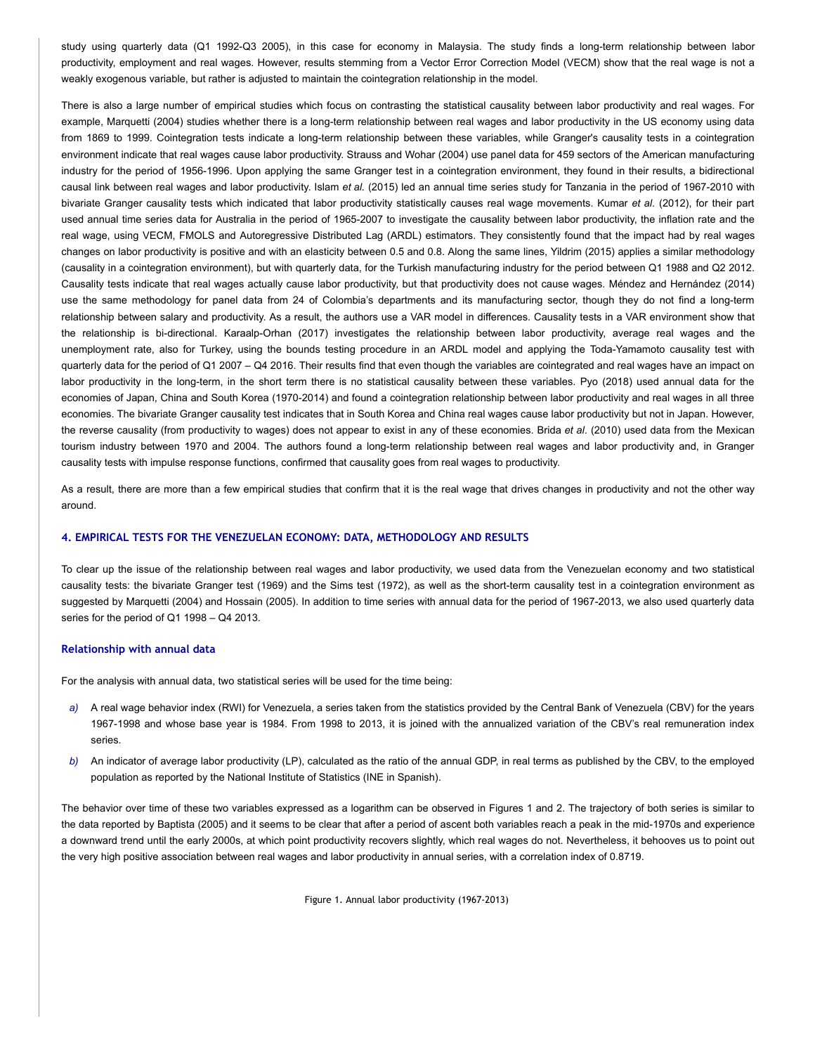study using quarterly data (Q1 1992-Q3 2005), in this case for economy in Malaysia. The study finds a long-term relationship between labor productivity, employment and real wages. However, results stemming from a Vector Error Correction Model (VECM) show that the real wage is not a weakly exogenous variable, but rather is adjusted to maintain the cointegration relationship in the model.

There is also a large number of empirical studies which focus on contrasting the statistical causality between labor productivity and real wages. For example, Marquetti (2004) studies whether there is a long-term relationship between real wages and labor productivity in the US economy using data from 1869 to 1999. Cointegration tests indicate a long-term relationship between these variables, while Granger's causality tests in a cointegration environment indicate that real wages cause labor productivity. Strauss and Wohar (2004) use panel data for 459 sectors of the American manufacturing industry for the period of 1956-1996. Upon applying the same Granger test in a cointegration environment, they found in their results, a bidirectional causal link between real wages and labor productivity. Islam *et al.* (2015) led an annual time series study for Tanzania in the period of 1967-2010 with bivariate Granger causality tests which indicated that labor productivity statistically causes real wage movements. Kumar *et al.* (2012), for their part used annual time series data for Australia in the period of 1965-2007 to investigate the causality between labor productivity, the inflation rate and the real wage, using VECM, FMOLS and Autoregressive Distributed Lag (ARDL) estimators. They consistently found that the impact had by real wages changes on labor productivity is positive and with an elasticity between 0.5 and 0.8. Along the same lines, Yildrim (2015) applies a similar methodology (causality in a cointegration environment), but with quarterly data, for the Turkish manufacturing industry for the period between Q1 1988 and Q2 2012. Causality tests indicate that real wages actually cause labor productivity, but that productivity does not cause wages. Méndez and Hernández (2014) use the same methodology for panel data from 24 of Colombia's departments and its manufacturing sector, though they do not find a long-term relationship between salary and productivity. As a result, the authors use a VAR model in differences. Causality tests in a VAR environment show that the relationship is bi-directional. Karaalp-Orhan (2017) investigates the relationship between labor productivity, average real wages and the unemployment rate, also for Turkey, using the bounds testing procedure in an ARDL model and applying the Toda-Yamamoto causality test with quarterly data for the period of Q1 2007 – Q4 2016. Their results find that even though the variables are cointegrated and real wages have an impact on labor productivity in the long-term, in the short term there is no statistical causality between these variables. Pyo (2018) used annual data for the economies of Japan, China and South Korea (1970-2014) and found a cointegration relationship between labor productivity and real wages in all three economies. The bivariate Granger causality test indicates that in South Korea and China real wages cause labor productivity but not in Japan. However, the reverse causality (from productivity to wages) does not appear to exist in any of these economies. Brida *et al.* (2010) used data from the Mexican tourism industry between 1970 and 2004. The authors found a long-term relationship between real wages and labor productivity and, in Granger causality tests with impulse response functions, confirmed that causality goes from real wages to productivity.

As a result, there are more than a few empirical studies that confirm that it is the real wage that drives changes in productivity and not the other way around.

## 4. EMPIRICAL TESTS FOR THE VENEZUELAN ECONOMY: DATA, METHODOLOGY AND RESULTS

To clear up the issue of the relationship between real wages and labor productivity, we used data from the Venezuelan economy and two statistical causality tests: the bivariate Granger test (1969) and the Sims test (1972), as well as the short-term causality test in a cointegration environment as suggested by Marquetti (2004) and Hossain (2005). In addition to time series with annual data for the period of 1967-2013, we also used quarterly data series for the period of Q1 1998 – Q4 2013.

### Relationship with annual data

For the analysis with annual data, two statistical series will be used for the time being:

*a)* A real wage behavior index (RWI) for Venezuela, a series taken from the statistics provided by the Central Bank of Venezuela (CBV) for the years 1967-1998 and whose base year is 1984. From 1998 to 2013, it is joined with the annualized variation of the CBV's real remuneration index series.

*b)* An indicator of average labor productivity (LP), calculated as the ratio of the annual GDP, in real terms as published by the CBV, to the employed population as reported by the National Institute of Statistics (INE in Spanish).

The behavior over time of these two variables expressed as a logarithm can be observed in Figures 1 and 2. The trajectory of both series is similar to the data reported by Baptista (2005) and it seems to be clear that after a period of ascent both variables reach a peak in the mid-1970s and experience a downward trend until the early 2000s, at which point productivity recovers slightly, which real wages do not. Nevertheless, it behooves us to point out the very high positive association between real wages and labor productivity in annual series, with a correlation index of 0.8719.

Figure 1. Annual labor productivity (1967-2013)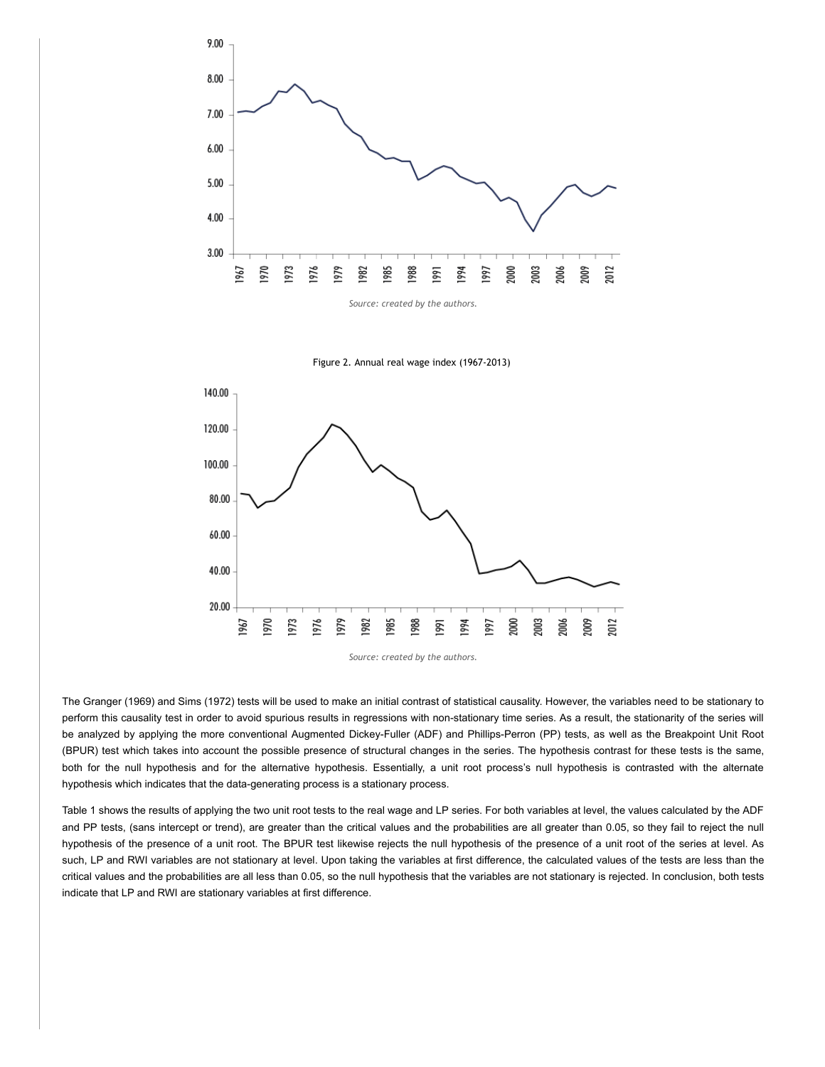Source: created by the authors.

Figure 2. Annual real wage index (1967-2013)

Source: created by the authors.

The Granger (1969) and Sims (1972) tests will be used to make an initial contrast of statistical causality. However, the variables need to be stationary to perform this causality test in order to avoid spurious results in regressions with non-stationary time series. As a result, the stationarity of the series will be analyzed by applying the more conventional Augmented Dickey-Fuller (ADF) and Phillips-Perron (PP) tests, as well as the Breakpoint Unit Root (BPUR) test which takes into account the possible presence of structural changes in the series. The hypothesis contrast for these tests is the same, both for the null hypothesis and for the alternative hypothesis. Essentially, a unit root process's null hypothesis is contrasted with the alternate hypothesis which indicates that the data-generating process is a stationary process.

Table 1 shows the results of applying the two unit root tests to the real wage and LP series. For both variables at level, the values calculated by the ADF and PP tests, (sans intercept or trend), are greater than the critical values and the probabilities are all greater than 0.05, so they fail to reject the null hypothesis of the presence of a unit root. The BPUR test likewise rejects the null hypothesis of the presence of a unit root of the series at level. As such, LP and RWI variables are not stationary at level. Upon taking the variables at first difference, the calculated values of the tests are less than the critical values and the probabilities are all less than 0.05, so the null hypothesis that the variables are not stationary is rejected. In conclusion, both tests indicate that LP and RWI are stationary variables at first difference.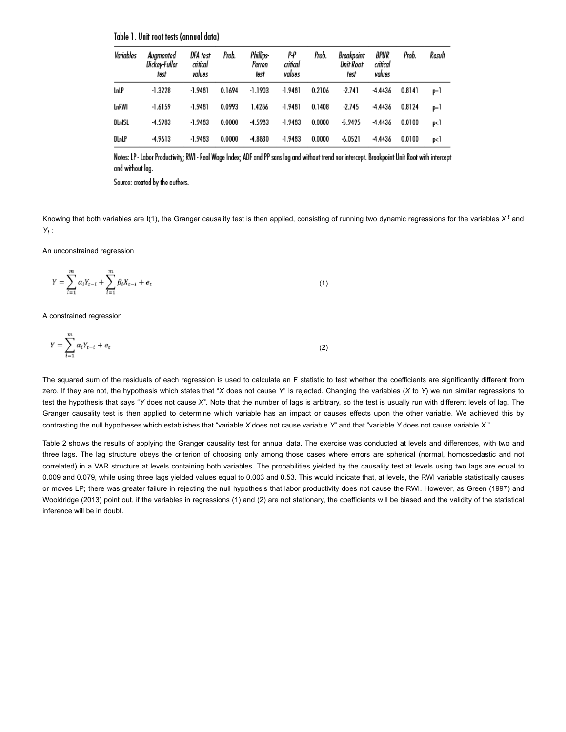Table 1. Unit root tests (annual data)

| Variables | Augmented Dickey-Fuller test | DFA test critical values | Prob. | Phillips-Perron test | P-P critical values | Prob. | Breakpoint Unit Root test | BPUR critical values | Prob. | Result |
|---|---|---|---|---|---|---|---|---|---|---|
| LnLP | -1.3228 | -1.9481 | 0.1694 | -1.1903 | -1.9481 | 0.2106 | -2.741 | -4.4436 | 0.8141 | p=1 |
| LnRWI | -1.6159 | -1.9481 | 0.0993 | 1.4286 | -1.9481 | 0.1408 | -2.745 | -4.4436 | 0.8124 | p=1 |
| DLnISL | -4.5983 | -1.9483 | 0.0000 | -4.5983 | -1.9483 | 0.0000 | -5.9495 | -4.4436 | 0.0100 | p<1 |
| DLnLP | -4.9613 | -1.9483 | 0.0000 | -4.8830 | -1.9483 | 0.0000 | -6.0521 | -4.4436 | 0.0100 | p<1 |

Notes: LP - Labor Productivity; RWI - Real Wage Index; ADF and PP sans lag and without trend nor intercept. Breakpoint Unit Root with intercept and without lag.

Source: created by the authors.

Knowing that both variables are I(1), the Granger causality test is then applied, consisting of running two dynamic regressions for the variables $X^t$ and $Y_t$:

An unconstrained regression

$$Y = \sum_{i=1}^{m} \alpha_i Y_{t-i} + \sum_{i=1}^{m} \beta_i X_{t-i} + e_t \tag{1}$$

A constrained regression

$$Y = \sum_{i=1}^{m} \alpha_i Y_{t-i} + e_t \tag{2}$$

The squared sum of the residuals of each regression is used to calculate an F statistic to test whether the coefficients are significantly different from zero. If they are not, the hypothesis which states that "*X* does not cause *Y*" is rejected. Changing the variables (*X* to *Y*) we run similar regressions to test the hypothesis that says "*Y* does not cause *X*". Note that the number of lags is arbitrary, so the test is usually run with different levels of lag. The Granger causality test is then applied to determine which variable has an impact or causes effects upon the other variable. We achieved this by contrasting the null hypotheses which establishes that "variable *X* does not cause variable *Y*" and that "variable *Y* does not cause variable *X*."

Table 2 shows the results of applying the Granger causality test for annual data. The exercise was conducted at levels and differences, with two and three lags. The lag structure obeys the criterion of choosing only among those cases where errors are spherical (normal, homoscedastic and not correlated) in a VAR structure at levels containing both variables. The probabilities yielded by the causality test at levels using two lags are equal to 0.009 and 0.079, while using three lags yielded values equal to 0.003 and 0.53. This would indicate that, at levels, the RWI variable statistically causes or moves LP; there was greater failure in rejecting the null hypothesis that labor productivity does not cause the RWI. However, as Green (1997) and Wooldridge (2013) point out, if the variables in regressions (1) and (2) are not stationary, the coefficients will be biased and the validity of the statistical inference will be in doubt.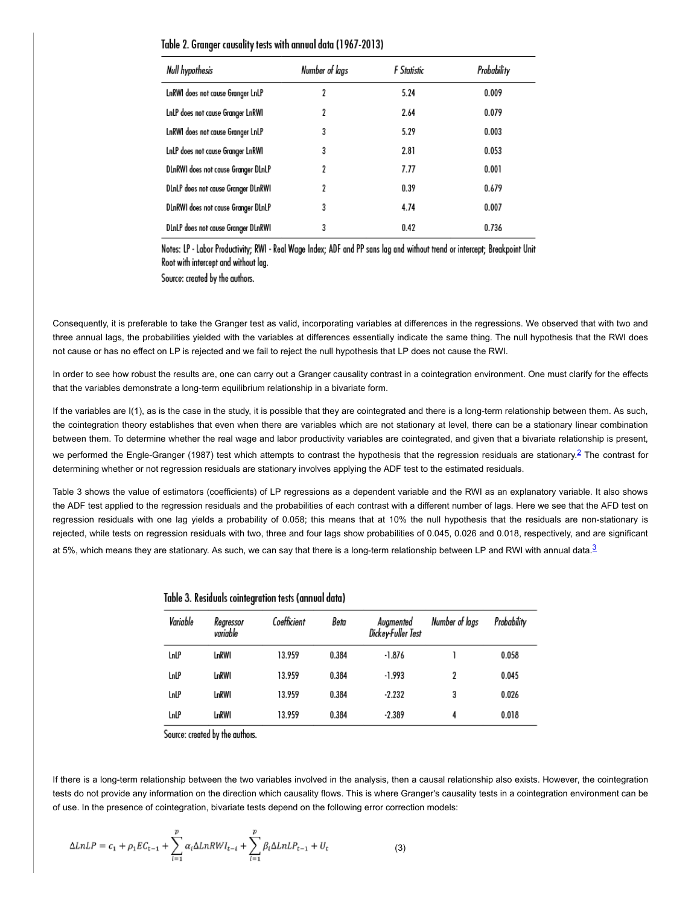Table 2. Granger causality tests with annual data (1967-2013)

| Null hypothesis | Number of lags | F Statistic | Probability |
|---|---|---|---|
| LnRWI does not cause Granger LnLP | 2 | 5.24 | 0.009 |
| LnLP does not cause Granger LnRWI | 2 | 2.64 | 0.079 |
| LnRWI does not cause Granger LnLP | 3 | 5.29 | 0.003 |
| LnLP does not cause Granger LnRWI | 3 | 2.81 | 0.053 |
| DLnRWI does not cause Granger DLnLP | 2 | 7.77 | 0.001 |
| DLnLP does not cause Granger DLnRWI | 2 | 0.39 | 0.679 |
| DLnRWI does not cause Granger DLnLP | 3 | 4.74 | 0.007 |
| DLnLP does not cause Granger DLnRWI | 3 | 0.42 | 0.736 |

Notes: LP - Labor Productivity; RWI - Real Wage Index; ADF and PP sans lag and without trend or intercept; Breakpoint Unit Root with intercept and without lag.

Source: created by the authors.

Consequently, it is preferable to take the Granger test as valid, incorporating variables at differences in the regressions. We observed that with two and three annual lags, the probabilities yielded with the variables at differences essentially indicate the same thing. The null hypothesis that the RWI does not cause or has no effect on LP is rejected and we fail to reject the null hypothesis that LP does not cause the RWI.

In order to see how robust the results are, one can carry out a Granger causality contrast in a cointegration environment. One must clarify for the effects that the variables demonstrate a long-term equilibrium relationship in a bivariate form.

If the variables are I(1), as is the case in the study, it is possible that they are cointegrated and there is a long-term relationship between them. As such, the cointegration theory establishes that even when there are variables which are not stationary at level, there can be a stationary linear combination between them. To determine whether the real wage and labor productivity variables are cointegrated, and given that a bivariate relationship is present, we performed the Engle-Granger (1987) test which attempts to contrast the hypothesis that the regression residuals are stationary.[2] The contrast for determining whether or not regression residuals are stationary involves applying the ADF test to the estimated residuals.

Table 3 shows the value of estimators (coefficients) of LP regressions as a dependent variable and the RWI as an explanatory variable. It also shows the ADF test applied to the regression residuals and the probabilities of each contrast with a different number of lags. Here we see that the AFD test on regression residuals with one lag yields a probability of 0.058; this means that at 10% the null hypothesis that the residuals are non-stationary is rejected, while tests on regression residuals with two, three and four lags show probabilities of 0.045, 0.026 and 0.018, respectively, and are significant at 5%, which means they are stationary. As such, we can say that there is a long-term relationship between LP and RWI with annual data.[3]

Table 3. Residuals cointegration tests (annual data)

| Variable | Regressor variable | Coefficient | Beta | Augmented Dickey-Fuller Test | Number of lags | Probability |
|---|---|---|---|---|---|---|
| LnLP | LnRWI | 13.959 | 0.384 | -1.876 | 1 | 0.058 |
| LnLP | LnRWI | 13.959 | 0.384 | -1.993 | 2 | 0.045 |
| LnLP | LnRWI | 13.959 | 0.384 | -2.232 | 3 | 0.026 |
| LnLP | LnRWI | 13.959 | 0.384 | -2.389 | 4 | 0.018 |

Source: created by the authors.

If there is a long-term relationship between the two variables involved in the analysis, then a causal relationship also exists. However, the cointegration tests do not provide any information on the direction which causality flows. This is where Granger's causality tests in a cointegration environment can be of use. In the presence of cointegration, bivariate tests depend on the following error correction models:

$$\Delta LnLP = c_1 + \rho_1 EC_{t-1} + \sum_{i=1}^{p} \alpha_i \Delta LnRWI_{t-i} + \sum_{i=1}^{p} \beta_i \Delta LnLP_{t-1} + U_t \qquad (3)$$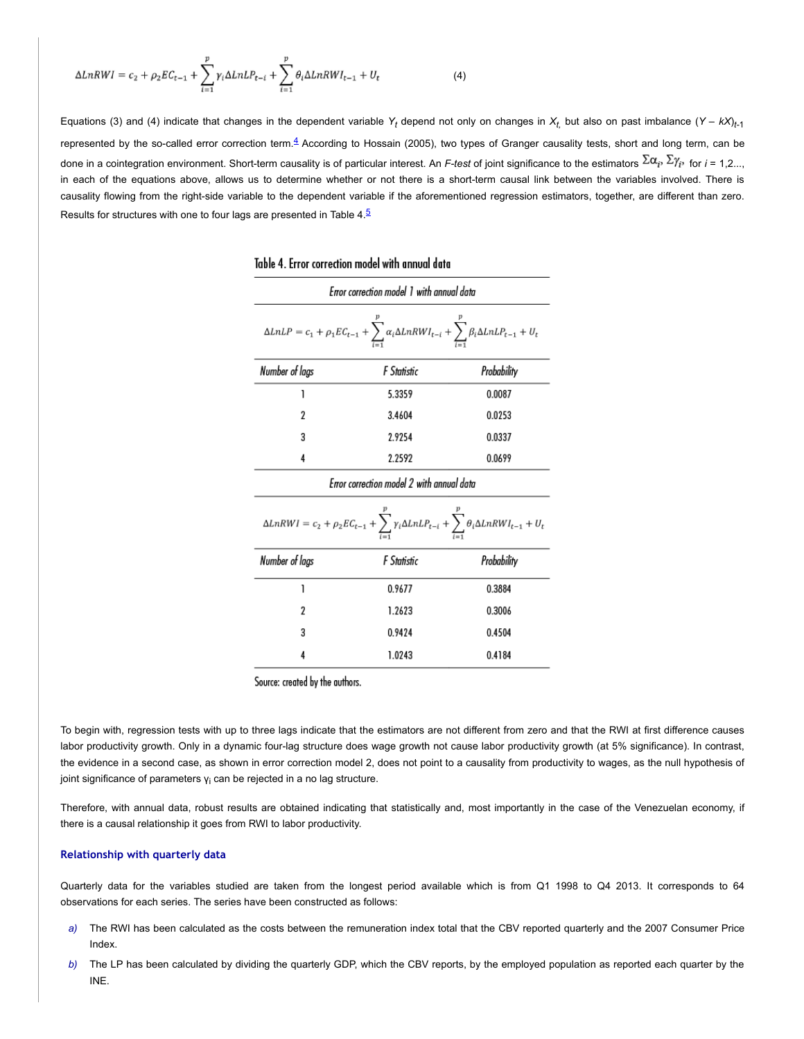$$\Delta LnRWI = c_2 + \rho_2 EC_{t-1} + \sum_{i=1}^{p} \gamma_i \Delta LnLP_{t-i} + \sum_{i=1}^{p} \theta_i \Delta LnRWI_{t-1} + U_t \qquad (4)$$

Equations (3) and (4) indicate that changes in the dependent variable $Y_t$ depend not only on changes in $X_t$, but also on past imbalance $(Y - kX)_{t-1}$ represented by the so-called error correction term.[4] According to Hossain (2005), two types of Granger causality tests, short and long term, can be done in a cointegration environment. Short-term causality is of particular interest. An *F-test* of joint significance to the estimators $\Sigma\alpha_i$, $\Sigma\gamma_i$, for $i$ = 1,2..., in each of the equations above, allows us to determine whether or not there is a short-term causal link between the variables involved. There is causality flowing from the right-side variable to the dependent variable if the aforementioned regression estimators, together, are different than zero. Results for structures with one to four lags are presented in Table 4.[5]

Table 4. Error correction model with annual data

*Error correction model 1 with annual data*

$$\Delta LnLP = c_1 + \rho_1 EC_{t-1} + \sum_{i=1}^{p} \alpha_i \Delta LnRWI_{t-i} + \sum_{i=1}^{p} \beta_i \Delta LnLP_{t-1} + U_t$$

| Number of lags | F Statistic | Probability |
|---|---|---|
| 1 | 5.3359 | 0.0087 |
| 2 | 3.4604 | 0.0253 |
| 3 | 2.9254 | 0.0337 |
| 4 | 2.2592 | 0.0699 |

*Error correction model 2 with annual data*

$$\Delta LnRWI = c_2 + \rho_2 EC_{t-1} + \sum_{i=1}^{p} \gamma_i \Delta LnLP_{t-i} + \sum_{i=1}^{p} \theta_i \Delta LnRWI_{t-1} + U_t$$

| Number of lags | F Statistic | Probability |
|---|---|---|
| 1 | 0.9677 | 0.3884 |
| 2 | 1.2623 | 0.3006 |
| 3 | 0.9424 | 0.4504 |
| 4 | 1.0243 | 0.4184 |

Source: created by the authors.

To begin with, regression tests with up to three lags indicate that the estimators are not different from zero and that the RWI at first difference causes labor productivity growth. Only in a dynamic four-lag structure does wage growth not cause labor productivity growth (at 5% significance). In contrast, the evidence in a second case, as shown in error correction model 2, does not point to a causality from productivity to wages, as the null hypothesis of joint significance of parameters $\gamma_i$ can be rejected in a no lag structure.

Therefore, with annual data, robust results are obtained indicating that statistically and, most importantly in the case of the Venezuelan economy, if there is a causal relationship it goes from RWI to labor productivity.

### Relationship with quarterly data

Quarterly data for the variables studied are taken from the longest period available which is from Q1 1998 to Q4 2013. It corresponds to 64 observations for each series. The series have been constructed as follows:

*a)* The RWI has been calculated as the costs between the remuneration index total that the CBV reported quarterly and the 2007 Consumer Price Index.

*b)* The LP has been calculated by dividing the quarterly GDP, which the CBV reports, by the employed population as reported each quarter by the INE.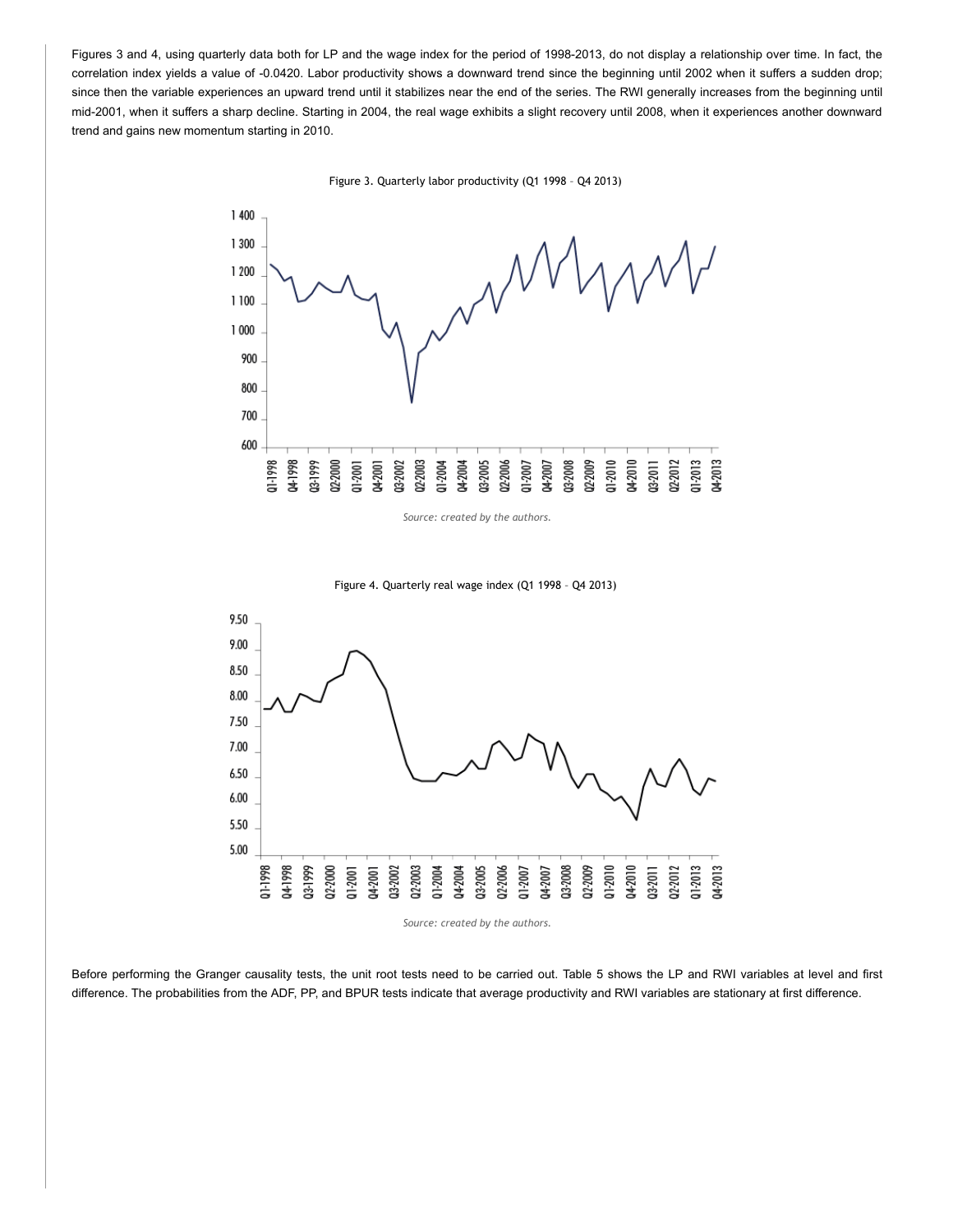Figures 3 and 4, using quarterly data both for LP and the wage index for the period of 1998-2013, do not display a relationship over time. In fact, the correlation index yields a value of -0.0420. Labor productivity shows a downward trend since the beginning until 2002 when it suffers a sudden drop; since then the variable experiences an upward trend until it stabilizes near the end of the series. The RWI generally increases from the beginning until mid-2001, when it suffers a sharp decline. Starting in 2004, the real wage exhibits a slight recovery until 2008, when it experiences another downward trend and gains new momentum starting in 2010.

Figure 3. Quarterly labor productivity (Q1 1998 – Q4 2013)

*Source: created by the authors.*

Figure 4. Quarterly real wage index (Q1 1998 – Q4 2013)

*Source: created by the authors.*

Before performing the Granger causality tests, the unit root tests need to be carried out. Table 5 shows the LP and RWI variables at level and first difference. The probabilities from the ADF, PP, and BPUR tests indicate that average productivity and RWI variables are stationary at first difference.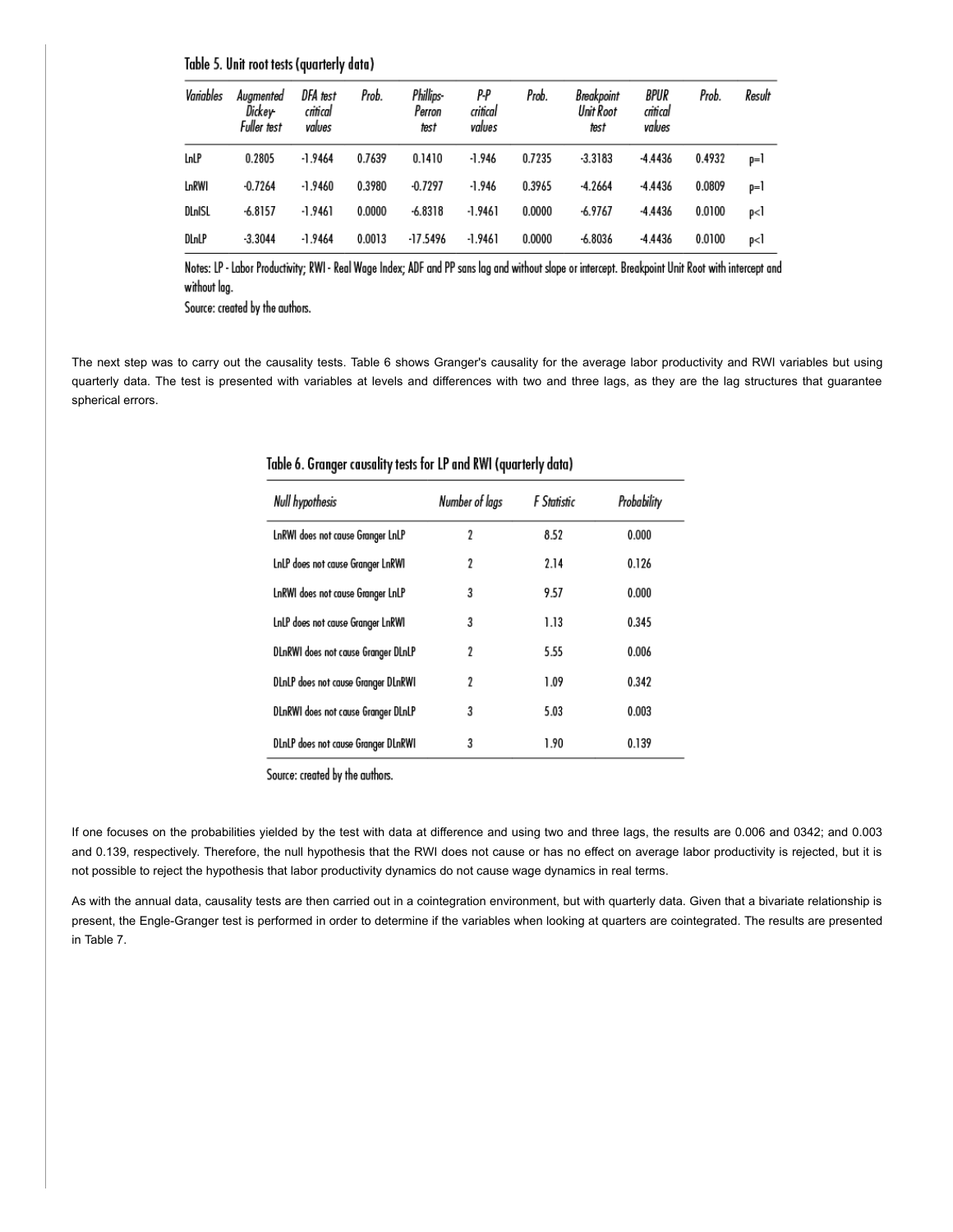Table 5. Unit root tests (quarterly data)

| Variables | Augmented Dickey-Fuller test | DFA test critical values | Prob. | Phillips-Perron test | P-P critical values | Prob. | Breakpoint Unit Root test | BPUR critical values | Prob. | Result |
|---|---|---|---|---|---|---|---|---|---|---|
| LnLP | 0.2805 | -1.9464 | 0.7639 | 0.1410 | -1.946 | 0.7235 | -3.3183 | -4.4436 | 0.4932 | p=1 |
| LnRWI | -0.7264 | -1.9460 | 0.3980 | -0.7297 | -1.946 | 0.3965 | -4.2664 | -4.4436 | 0.0809 | p=1 |
| DLnISL | -6.8157 | -1.9461 | 0.0000 | -6.8318 | -1.9461 | 0.0000 | -6.9767 | -4.4436 | 0.0100 | p<1 |
| DLnLP | -3.3044 | -1.9464 | 0.0013 | -17.5496 | -1.9461 | 0.0000 | -6.8036 | -4.4436 | 0.0100 | p<1 |

Notes: LP - Labor Productivity; RWI - Real Wage Index; ADF and PP sans lag and without slope or intercept. Breakpoint Unit Root with intercept and without lag.

Source: created by the authors.

The next step was to carry out the causality tests. Table 6 shows Granger's causality for the average labor productivity and RWI variables but using quarterly data. The test is presented with variables at levels and differences with two and three lags, as they are the lag structures that guarantee spherical errors.

Table 6. Granger causality tests for LP and RWI (quarterly data)

| Null hypothesis | Number of lags | F Statistic | Probability |
|---|---|---|---|
| LnRWI does not cause Granger LnLP | 2 | 8.52 | 0.000 |
| LnLP does not cause Granger LnRWI | 2 | 2.14 | 0.126 |
| LnRWI does not cause Granger LnLP | 3 | 9.57 | 0.000 |
| LnLP does not cause Granger LnRWI | 3 | 1.13 | 0.345 |
| DLnRWI does not cause Granger DLnLP | 2 | 5.55 | 0.006 |
| DLnLP does not cause Granger DLnRWI | 2 | 1.09 | 0.342 |
| DLnRWI does not cause Granger DLnLP | 3 | 5.03 | 0.003 |
| DLnLP does not cause Granger DLnRWI | 3 | 1.90 | 0.139 |

Source: created by the authors.

If one focuses on the probabilities yielded by the test with data at difference and using two and three lags, the results are 0.006 and 0342; and 0.003 and 0.139, respectively. Therefore, the null hypothesis that the RWI does not cause or has no effect on average labor productivity is rejected, but it is not possible to reject the hypothesis that labor productivity dynamics do not cause wage dynamics in real terms.

As with the annual data, causality tests are then carried out in a cointegration environment, but with quarterly data. Given that a bivariate relationship is present, the Engle-Granger test is performed in order to determine if the variables when looking at quarters are cointegrated. The results are presented in Table 7.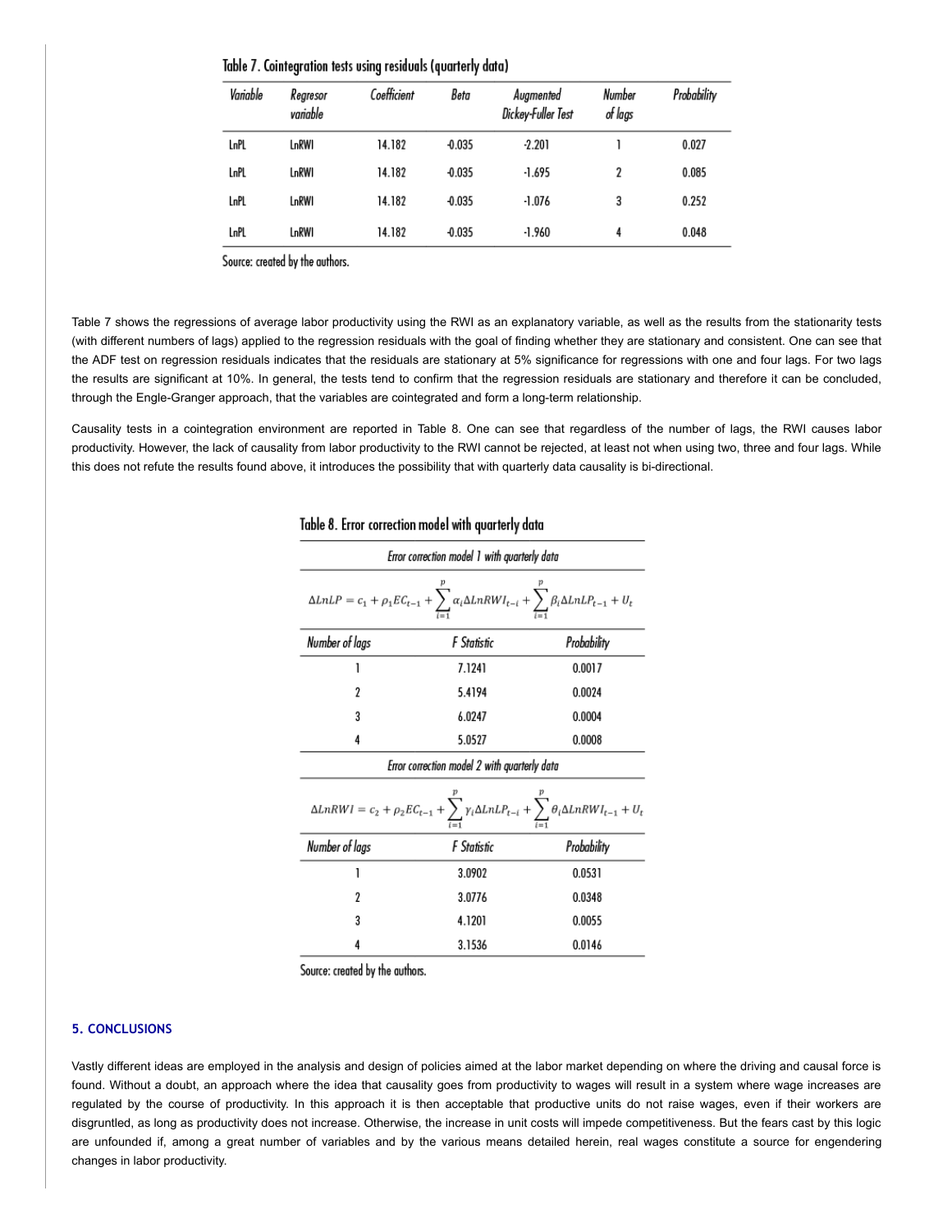Table 7. Cointegration tests using residuals (quarterly data)

| Variable | Regresor variable | Coefficient | Beta | Augmented Dickey-Fuller Test | Number of lags | Probability |
|---|---|---|---|---|---|---|
| LnPL | LnRWI | 14.182 | -0.035 | -2.201 | 1 | 0.027 |
| LnPL | LnRWI | 14.182 | -0.035 | -1.695 | 2 | 0.085 |
| LnPL | LnRWI | 14.182 | -0.035 | -1.076 | 3 | 0.252 |
| LnPL | LnRWI | 14.182 | -0.035 | -1.960 | 4 | 0.048 |

Source: created by the authors.

Table 7 shows the regressions of average labor productivity using the RWI as an explanatory variable, as well as the results from the stationarity tests (with different numbers of lags) applied to the regression residuals with the goal of finding whether they are stationary and consistent. One can see that the ADF test on regression residuals indicates that the residuals are stationary at 5% significance for regressions with one and four lags. For two lags the results are significant at 10%. In general, the tests tend to confirm that the regression residuals are stationary and therefore it can be concluded, through the Engle-Granger approach, that the variables are cointegrated and form a long-term relationship.

Causality tests in a cointegration environment are reported in Table 8. One can see that regardless of the number of lags, the RWI causes labor productivity. However, the lack of causality from labor productivity to the RWI cannot be rejected, at least not when using two, three and four lags. While this does not refute the results found above, it introduces the possibility that with quarterly data causality is bi-directional.

Table 8. Error correction model with quarterly data

*Error correction model 1 with quarterly data*

$$\Delta LnLP = c_1 + \rho_1 EC_{t-1} + \sum_{i=1}^{p} \alpha_i \Delta LnRWI_{t-i} + \sum_{i=1}^{p} \beta_i \Delta LnLP_{t-1} + U_t$$

| Number of lags | F Statistic | Probability |
|---|---|---|
| 1 | 7.1241 | 0.0017 |
| 2 | 5.4194 | 0.0024 |
| 3 | 6.0247 | 0.0004 |
| 4 | 5.0527 | 0.0008 |

*Error correction model 2 with quarterly data*

$$\Delta LnRWI = c_2 + \rho_2 EC_{t-1} + \sum_{i=1}^{p} \gamma_i \Delta LnLP_{t-i} + \sum_{i=1}^{p} \theta_i \Delta LnRWI_{t-1} + U_t$$

| Number of lags | F Statistic | Probability |
|---|---|---|
| 1 | 3.0902 | 0.0531 |
| 2 | 3.0776 | 0.0348 |
| 3 | 4.1201 | 0.0055 |
| 4 | 3.1536 | 0.0146 |

Source: created by the authors.

## 5. CONCLUSIONS

Vastly different ideas are employed in the analysis and design of policies aimed at the labor market depending on where the driving and causal force is found. Without a doubt, an approach where the idea that causality goes from productivity to wages will result in a system where wage increases are regulated by the course of productivity. In this approach it is then acceptable that productive units do not raise wages, even if their workers are disgruntled, as long as productivity does not increase. Otherwise, the increase in unit costs will impede competitiveness. But the fears cast by this logic are unfounded if, among a great number of variables and by the various means detailed herein, real wages constitute a source for engendering changes in labor productivity.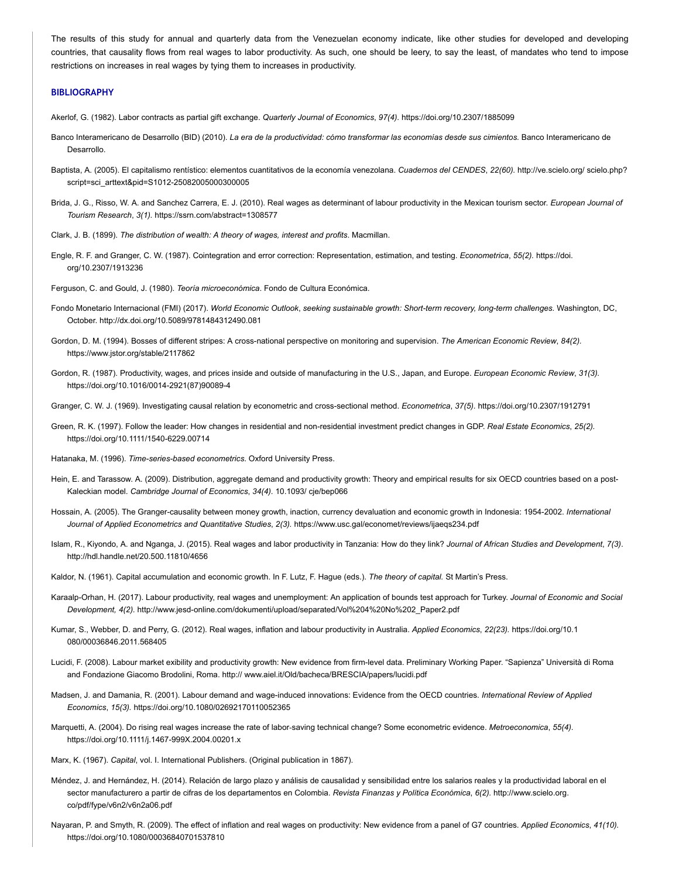The results of this study for annual and quarterly data from the Venezuelan economy indicate, like other studies for developed and developing countries, that causality flows from real wages to labor productivity. As such, one should be leery, to say the least, of mandates who tend to impose restrictions on increases in real wages by tying them to increases in productivity.

## BIBLIOGRAPHY

Akerlof, G. (1982). Labor contracts as partial gift exchange. *Quarterly Journal of Economics*, *97(4)*. https://doi.org/10.2307/1885099

Banco Interamericano de Desarrollo (BID) (2010). *La era de la productividad: cómo transformar las economías desde sus cimientos.* Banco Interamericano de Desarrollo.

Baptista, A. (2005). El capitalismo rentístico: elementos cuantitativos de la economía venezolana. *Cuadernos del CENDES*, *22(60)*. http://ve.scielo.org/ scielo.php?script=sci_arttext&pid=S1012-25082005000300005

Brida, J. G., Risso, W. A. and Sanchez Carrera, E. J. (2010). Real wages as determinant of labour productivity in the Mexican tourism sector. *European Journal of Tourism Research*, *3(1)*. https://ssrn.com/abstract=1308577

Clark, J. B. (1899). *The distribution of wealth: A theory of wages, interest and profits*. Macmillan.

Engle, R. F. and Granger, C. W. (1987). Cointegration and error correction: Representation, estimation, and testing. *Econometrica*, *55(2)*. https://doi. org/10.2307/1913236

Ferguson, C. and Gould, J. (1980). *Teoría microeconómica*. Fondo de Cultura Económica.

Fondo Monetario Internacional (FMI) (2017). *World Economic Outlook*, *seeking sustainable growth: Short-term recovery, long-term challenges.* Washington, DC, October. http://dx.doi.org/10.5089/9781484312490.081

Gordon, D. M. (1994). Bosses of different stripes: A cross-national perspective on monitoring and supervision. *The American Economic Review*, *84(2)*. https://www.jstor.org/stable/2117862

Gordon, R. (1987). Productivity, wages, and prices inside and outside of manufacturing in the U.S., Japan, and Europe. *European Economic Review*, *31(3)*. https://doi.org/10.1016/0014-2921(87)90089-4

Granger, C. W. J. (1969). Investigating causal relation by econometric and cross-sectional method. *Econometrica*, *37(5)*. https://doi.org/10.2307/1912791

Green, R. K. (1997). Follow the leader: How changes in residential and non-residential investment predict changes in GDP. *Real Estate Economics*, *25(2)*. https://doi.org/10.1111/1540-6229.00714

Hatanaka, M. (1996). *Time-series-based econometrics*. Oxford University Press.

Hein, E. and Tarassow. A. (2009). Distribution, aggregate demand and productivity growth: Theory and empirical results for six OECD countries based on a post-Kaleckian model. *Cambridge Journal of Economics*, *34(4)*. 10.1093/ cje/bep066

Hossain, A. (2005). The Granger-causality between money growth, inaction, currency devaluation and economic growth in Indonesia: 1954-2002. *International Journal of Applied Econometrics and Quantitative Studies*, *2(3)*. https://www.usc.gal/econamet/reviews/ijaeqs234.pdf

Islam, R., Kiyondo, A. and Nganga, J. (2015). Real wages and labor productivity in Tanzania: How do they link? *Journal of African Studies and Development*, *7(3)*. http://hdl.handle.net/20.500.11810/4656

Kaldor, N. (1961). Capital accumulation and economic growth. In F. Lutz, F. Hague (eds.). *The theory of capital.* St Martin's Press.

Karaalp-Orhan, H. (2017). Labour productivity, real wages and unemployment: An application of bounds test approach for Turkey. *Journal of Economic and Social Development, 4(2).* http://www.jesd-online.com/dokumenti/upload/separated/Vol%204%20No%202_Paper2.pdf

Kumar, S., Webber, D. and Perry, G. (2012). Real wages, inflation and labour productivity in Australia. *Applied Economics*, *22(23)*. https://doi.org/10.1 080/00036846.2011.568405

Lucidi, F. (2008). Labour market exibility and productivity growth: New evidence from firm-level data. Preliminary Working Paper. "Sapienza" Università di Roma and Fondazione Giacomo Brodolini, Roma. http:// www.aiel.it/Old/bacheca/BRESCIA/papers/lucidi.pdf

Madsen, J. and Damania, R. (2001). Labour demand and wage-induced innovations: Evidence from the OECD countries. *International Review of Applied Economics*, *15(3)*. https://doi.org/10.1080/02692170110052365

Marquetti, A. (2004). Do rising real wages increase the rate of labor-saving technical change? Some econometric evidence. *Metroeconomica*, *55(4)*. https://doi.org/10.1111/j.1467-999X.2004.00201.x

Marx, K. (1967). *Capital*, vol. I. International Publishers. (Original publication in 1867).

Méndez, J. and Hernández, H. (2014). Relación de largo plazo y análisis de causalidad y sensibilidad entre los salarios reales y la productividad laboral en el sector manufacturero a partir de cifras de los departamentos en Colombia. *Revista Finanzas y Política Económica*, *6(2)*. http://www.scielo.org. co/pdf/fype/v6n2/v6n2a06.pdf

Nayaran, P. and Smyth, R. (2009). The effect of inflation and real wages on productivity: New evidence from a panel of G7 countries. *Applied Economics*, *41(10)*. https://doi.org/10.1080/00036840701537810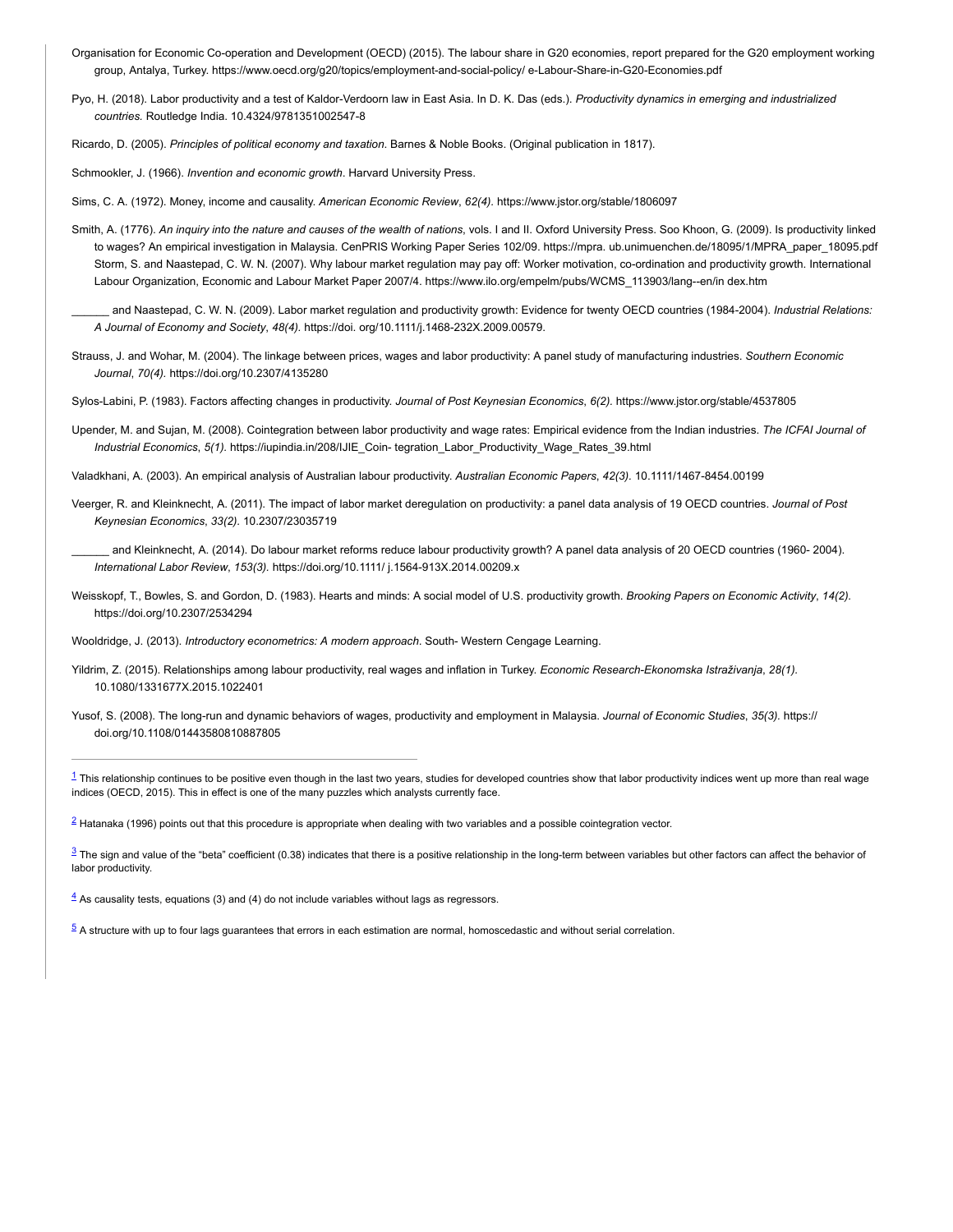Organisation for Economic Co-operation and Development (OECD) (2015). The labour share in G20 economies, report prepared for the G20 employment working group, Antalya, Turkey. https://www.oecd.org/g20/topics/employment-and-social-policy/ e-Labour-Share-in-G20-Economies.pdf

Pyo, H. (2018). Labor productivity and a test of Kaldor-Verdoorn law in East Asia. In D. K. Das (eds.). *Productivity dynamics in emerging and industrialized countries.* Routledge India. 10.4324/9781351002547-8

Ricardo, D. (2005). *Principles of political economy and taxation*. Barnes & Noble Books. (Original publication in 1817).

Schmookler, J. (1966). *Invention and economic growth*. Harvard University Press.

Sims, C. A. (1972). Money, income and causality. *American Economic Review*, *62(4)*. https://www.jstor.org/stable/1806097

Smith, A. (1776). *An inquiry into the nature and causes of the wealth of nations*, vols. I and II. Oxford University Press. Soo Khoon, G. (2009). Is productivity linked to wages? An empirical investigation in Malaysia. CenPRIS Working Paper Series 102/09. https://mpra. ub.unimuenchen.de/18095/1/MPRA_paper_18095.pdf Storm, S. and Naastepad, C. W. N. (2007). Why labour market regulation may pay off: Worker motivation, co-ordination and productivity growth. International Labour Organization, Economic and Labour Market Paper 2007/4. https://www.ilo.org/empelm/pubs/WCMS_113903/lang--en/in dex.htm

______ and Naastepad, C. W. N. (2009). Labor market regulation and productivity growth: Evidence for twenty OECD countries (1984-2004). *Industrial Relations: A Journal of Economy and Society*, *48(4).* https://doi. org/10.1111/j.1468-232X.2009.00579.

Strauss, J. and Wohar, M. (2004). The linkage between prices, wages and labor productivity: A panel study of manufacturing industries. *Southern Economic Journal*, *70(4).* https://doi.org/10.2307/4135280

Sylos-Labini, P. (1983). Factors affecting changes in productivity. *Journal of Post Keynesian Economics*, *6(2).* https://www.jstor.org/stable/4537805

Upender, M. and Sujan, M. (2008). Cointegration between labor productivity and wage rates: Empirical evidence from the Indian industries. *The ICFAI Journal of Industrial Economics*, *5(1).* https://iupindia.in/208/IJIE_Coin- tegration_Labor_Productivity_Wage_Rates_39.html

Valadkhani, A. (2003). An empirical analysis of Australian labour productivity. *Australian Economic Papers*, *42(3)*. 10.1111/1467-8454.00199

Veerger, R. and Kleinknecht, A. (2011). The impact of labor market deregulation on productivity: a panel data analysis of 19 OECD countries. *Journal of Post Keynesian Economics*, *33(2)*. 10.2307/23035719

______ and Kleinknecht, A. (2014). Do labour market reforms reduce labour productivity growth? A panel data analysis of 20 OECD countries (1960- 2004). *International Labor Review*, *153(3).* https://doi.org/10.1111/ j.1564-913X.2014.00209.x

Weisskopf, T., Bowles, S. and Gordon, D. (1983). Hearts and minds: A social model of U.S. productivity growth. *Brooking Papers on Economic Activity*, *14(2)*. https://doi.org/10.2307/2534294

Wooldridge, J. (2013). *Introductory econometrics: A modern approach*. South- Western Cengage Learning.

Yildrim, Z. (2015). Relationships among labour productivity, real wages and inflation in Turkey. *Economic Research-Ekonomska Istraživanja*, *28(1)*. 10.1080/1331677X.2015.1022401

Yusof, S. (2008). The long-run and dynamic behaviors of wages, productivity and employment in Malaysia. *Journal of Economic Studies*, *35(3)*. https:// doi.org/10.1108/01443580810887805

---

[1] This relationship continues to be positive even though in the last two years, studies for developed countries show that labor productivity indices went up more than real wage indices (OECD, 2015). This in effect is one of the many puzzles which analysts currently face.

[2] Hatanaka (1996) points out that this procedure is appropriate when dealing with two variables and a possible cointegration vector.

[3] The sign and value of the "beta" coefficient (0.38) indicates that there is a positive relationship in the long-term between variables but other factors can affect the behavior of labor productivity.

[4] As causality tests, equations (3) and (4) do not include variables without lags as regressors.

[5] A structure with up to four lags guarantees that errors in each estimation are normal, homoscedastic and without serial correlation.